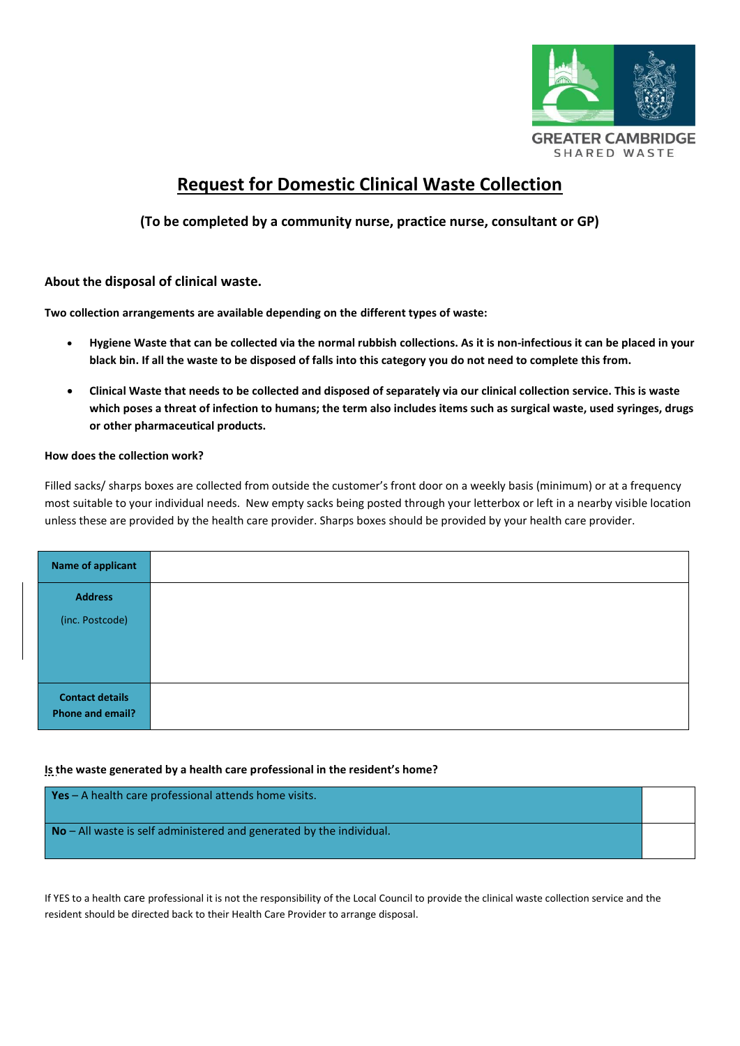GREATER CAMBRIDGE
SHARED WASTE

# Request for Domestic Clinical Waste Collection

**(To be completed by a community nurse, practice nurse, consultant or GP)**

## About the disposal of clinical waste.

**Two collection arrangements are available depending on the different types of waste:**

- **Hygiene Waste that can be collected via the normal rubbish collections. As it is non-infectious it can be placed in your black bin. If all the waste to be disposed of falls into this category you do not need to complete this from.**
- **Clinical Waste that needs to be collected and disposed of separately via our clinical collection service. This is waste which poses a threat of infection to humans; the term also includes items such as surgical waste, used syringes, drugs or other pharmaceutical products.**

**How does the collection work?**

Filled sacks/ sharps boxes are collected from outside the customer's front door on a weekly basis (minimum) or at a frequency most suitable to your individual needs. New empty sacks being posted through your letterbox or left in a nearby visible location unless these are provided by the health care provider. Sharps boxes should be provided by your health care provider.

| | |
|---|---|
| **Name of applicant** | |
| **Address** (inc. Postcode) | |
| **Contact details Phone and email?** | |

**Is the waste generated by a health care professional in the resident's home?**

| | |
|---|---|
| **Yes** – A health care professional attends home visits. | |
| **No** – All waste is self administered and generated by the individual. | |

If YES to a health care professional it is not the responsibility of the Local Council to provide the clinical waste collection service and the resident should be directed back to their Health Care Provider to arrange disposal.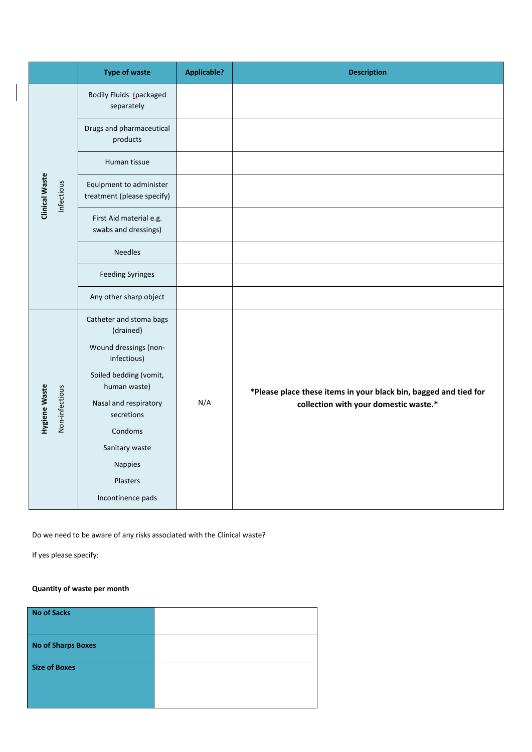| | Type of waste | Applicable? | Description |
|---|---|---|---|
| **Clinical Waste** Infectious | Bodily Fluids (packaged separately | | |
| | Drugs and pharmaceutical products | | |
| | Human tissue | | |
| | Equipment to administer treatment (please specify) | | |
| | First Aid material e.g. swabs and dressings) | | |
| | Needles | | |
| | Feeding Syringes | | |
| | Any other sharp object | | |
| **Hygiene Waste** Non-infectious | Catheter and stoma bags (drained)<br>Wound dressings (non-infectious)<br>Soiled bedding (vomit, human waste)<br>Nasal and respiratory secretions<br>Condoms<br>Sanitary waste<br>Nappies<br>Plasters<br>Incontinence pads | N/A | **\*Please place these items in your black bin, bagged and tied for collection with your domestic waste.\*** |

Do we need to be aware of any risks associated with the Clinical waste?

If yes please specify:

**Quantity of waste per month**

| **No of Sacks** | |
|---|---|
| **No of Sharps Boxes** | |
| **Size of Boxes** | |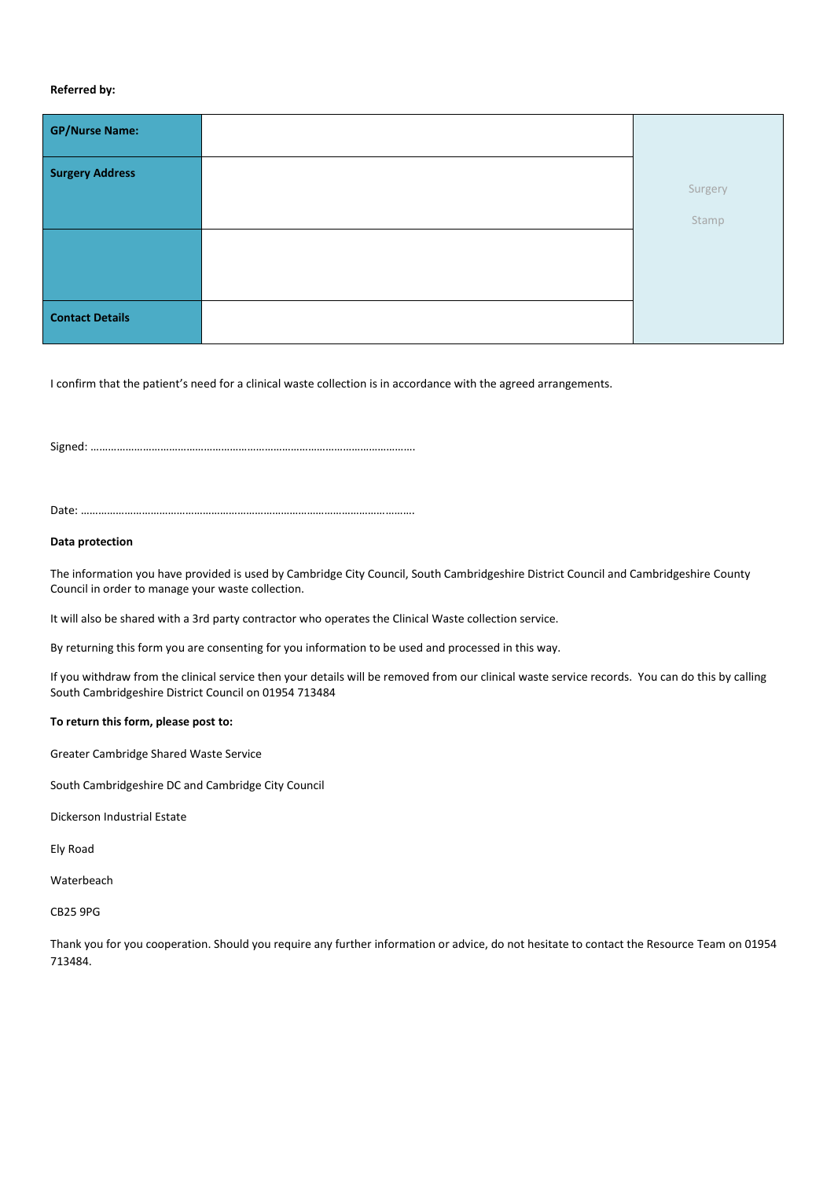**Referred by:**

| | | |
|---|---|---|
| **GP/Nurse Name:** | | Surgery Stamp |
| **Surgery Address** | | |
| | | |
| **Contact Details** | | |

I confirm that the patient's need for a clinical waste collection is in accordance with the agreed arrangements.

Signed: ……………………………………………………………………………………………….

Date: ………………………………………………………………………………………………….

**Data protection**

The information you have provided is used by Cambridge City Council, South Cambridgeshire District Council and Cambridgeshire County Council in order to manage your waste collection.

It will also be shared with a 3rd party contractor who operates the Clinical Waste collection service.

By returning this form you are consenting for you information to be used and processed in this way.

If you withdraw from the clinical service then your details will be removed from our clinical waste service records. You can do this by calling South Cambridgeshire District Council on 01954 713484

**To return this form, please post to:**

Greater Cambridge Shared Waste Service

South Cambridgeshire DC and Cambridge City Council

Dickerson Industrial Estate

Ely Road

Waterbeach

CB25 9PG

Thank you for you cooperation. Should you require any further information or advice, do not hesitate to contact the Resource Team on 01954 713484.